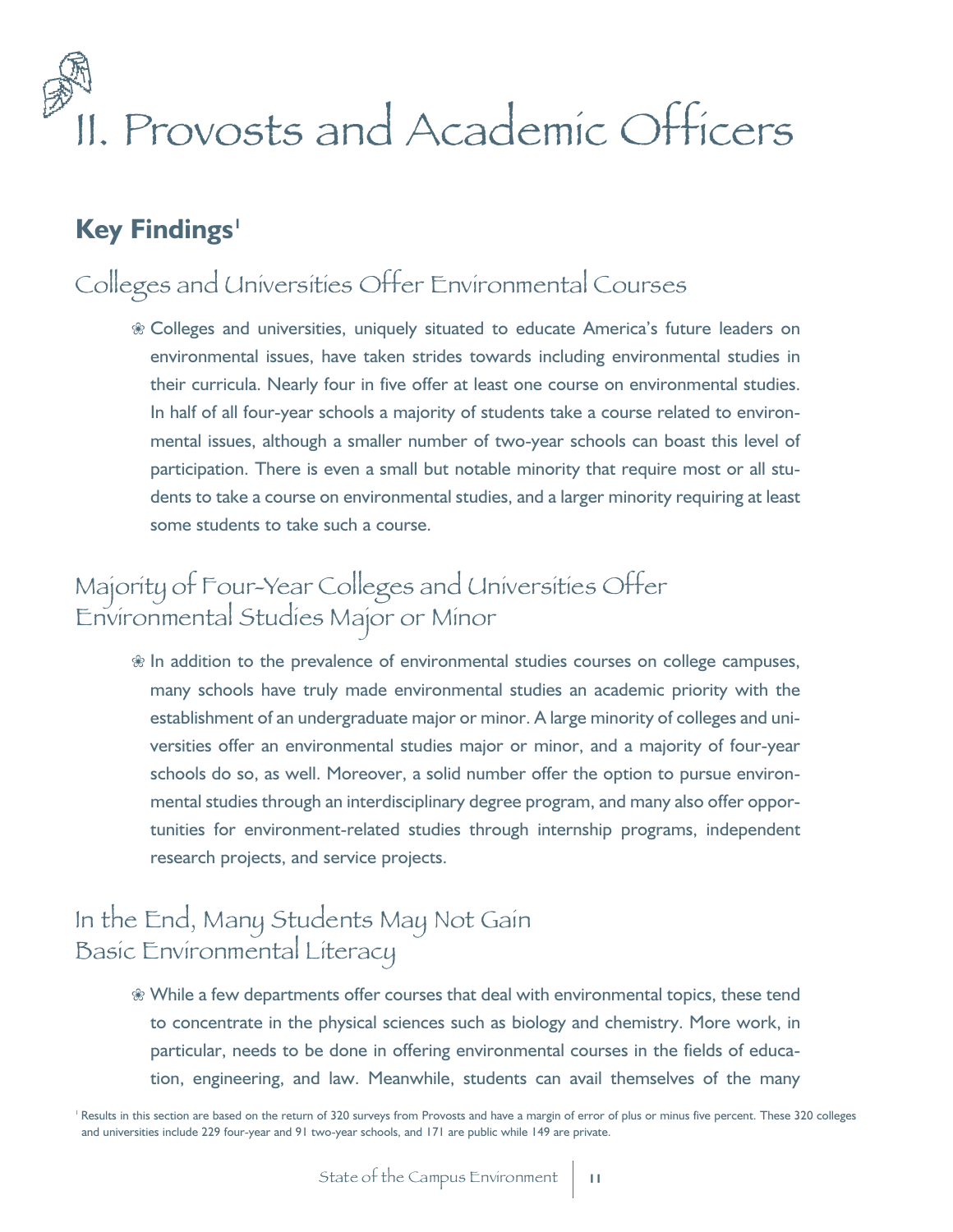# II. Provosts and Academic Officers

## Key Findings[1]

### Colleges and Universities Offer Environmental Courses

- Colleges and universities, uniquely situated to educate America's future leaders on environmental issues, have taken strides towards including environmental studies in their curricula. Nearly four in five offer at least one course on environmental studies. In half of all four-year schools a majority of students take a course related to environmental issues, although a smaller number of two-year schools can boast this level of participation. There is even a small but notable minority that require most or all students to take a course on environmental studies, and a larger minority requiring at least some students to take such a course.

### Majority of Four-Year Colleges and Universities Offer Environmental Studies Major or Minor

- In addition to the prevalence of environmental studies courses on college campuses, many schools have truly made environmental studies an academic priority with the establishment of an undergraduate major or minor. A large minority of colleges and universities offer an environmental studies major or minor, and a majority of four-year schools do so, as well. Moreover, a solid number offer the option to pursue environmental studies through an interdisciplinary degree program, and many also offer opportunities for environment-related studies through internship programs, independent research projects, and service projects.

### In the End, Many Students May Not Gain Basic Environmental Literacy

- While a few departments offer courses that deal with environmental topics, these tend to concentrate in the physical sciences such as biology and chemistry. More work, in particular, needs to be done in offering environmental courses in the fields of education, engineering, and law. Meanwhile, students can avail themselves of the many

[1] Results in this section are based on the return of 320 surveys from Provosts and have a margin of error of plus or minus five percent. These 320 colleges and universities include 229 four-year and 91 two-year schools, and 171 are public while 149 are private.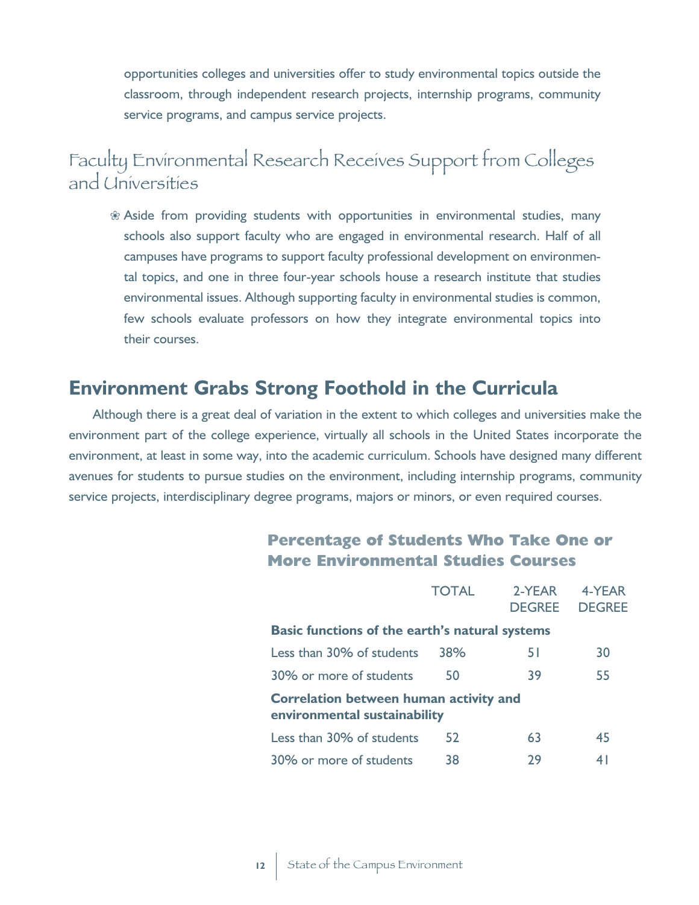opportunities colleges and universities offer to study environmental topics outside the classroom, through independent research projects, internship programs, community service programs, and campus service projects.

## Faculty Environmental Research Receives Support from Colleges and Universities

❀ Aside from providing students with opportunities in environmental studies, many schools also support faculty who are engaged in environmental research. Half of all campuses have programs to support faculty professional development on environmental topics, and one in three four-year schools house a research institute that studies environmental issues. Although supporting faculty in environmental studies is common, few schools evaluate professors on how they integrate environmental topics into their courses.

# Environment Grabs Strong Foothold in the Curricula

Although there is a great deal of variation in the extent to which colleges and universities make the environment part of the college experience, virtually all schools in the United States incorporate the environment, at least in some way, into the academic curriculum. Schools have designed many different avenues for students to pursue studies on the environment, including internship programs, community service projects, interdisciplinary degree programs, majors or minors, or even required courses.

### Percentage of Students Who Take One or More Environmental Studies Courses

| | TOTAL | 2-YEAR DEGREE | 4-YEAR DEGREE |
|---|---|---|---|
| **Basic functions of the earth's natural systems** | | | |
| Less than 30% of students | 38% | 51 | 30 |
| 30% or more of students | 50 | 39 | 55 |
| **Correlation between human activity and environmental sustainability** | | | |
| Less than 30% of students | 52 | 63 | 45 |
| 30% or more of students | 38 | 29 | 41 |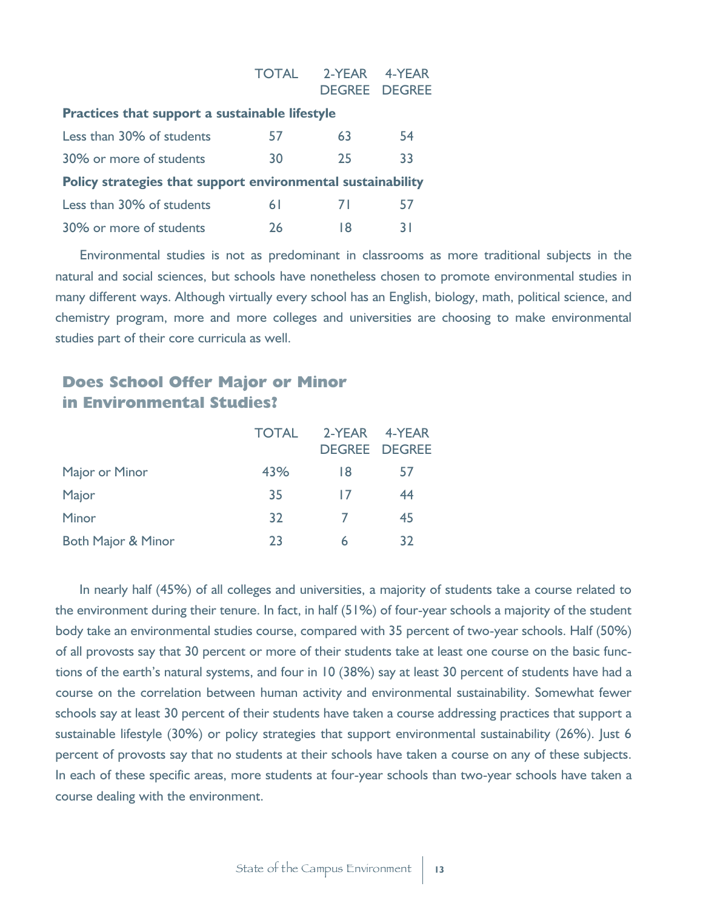| | TOTAL | 2-YEAR DEGREE | 4-YEAR DEGREE |
|---|---|---|---|
| **Practices that support a sustainable lifestyle** | | | |
| Less than 30% of students | 57 | 63 | 54 |
| 30% or more of students | 30 | 25 | 33 |
| **Policy strategies that support environmental sustainability** | | | |
| Less than 30% of students | 61 | 71 | 57 |
| 30% or more of students | 26 | 18 | 31 |

Environmental studies is not as predominant in classrooms as more traditional subjects in the natural and social sciences, but schools have nonetheless chosen to promote environmental studies in many different ways. Although virtually every school has an English, biology, math, political science, and chemistry program, more and more colleges and universities are choosing to make environmental studies part of their core curricula as well.

## Does School Offer Major or Minor in Environmental Studies?

| | TOTAL | 2-YEAR DEGREE | 4-YEAR DEGREE |
|---|---|---|---|
| Major or Minor | 43% | 18 | 57 |
| Major | 35 | 17 | 44 |
| Minor | 32 | 7 | 45 |
| Both Major & Minor | 23 | 6 | 32 |

In nearly half (45%) of all colleges and universities, a majority of students take a course related to the environment during their tenure. In fact, in half (51%) of four-year schools a majority of the student body take an environmental studies course, compared with 35 percent of two-year schools. Half (50%) of all provosts say that 30 percent or more of their students take at least one course on the basic functions of the earth's natural systems, and four in 10 (38%) say at least 30 percent of students have had a course on the correlation between human activity and environmental sustainability. Somewhat fewer schools say at least 30 percent of their students have taken a course addressing practices that support a sustainable lifestyle (30%) or policy strategies that support environmental sustainability (26%). Just 6 percent of provosts say that no students at their schools have taken a course on any of these subjects. In each of these specific areas, more students at four-year schools than two-year schools have taken a course dealing with the environment.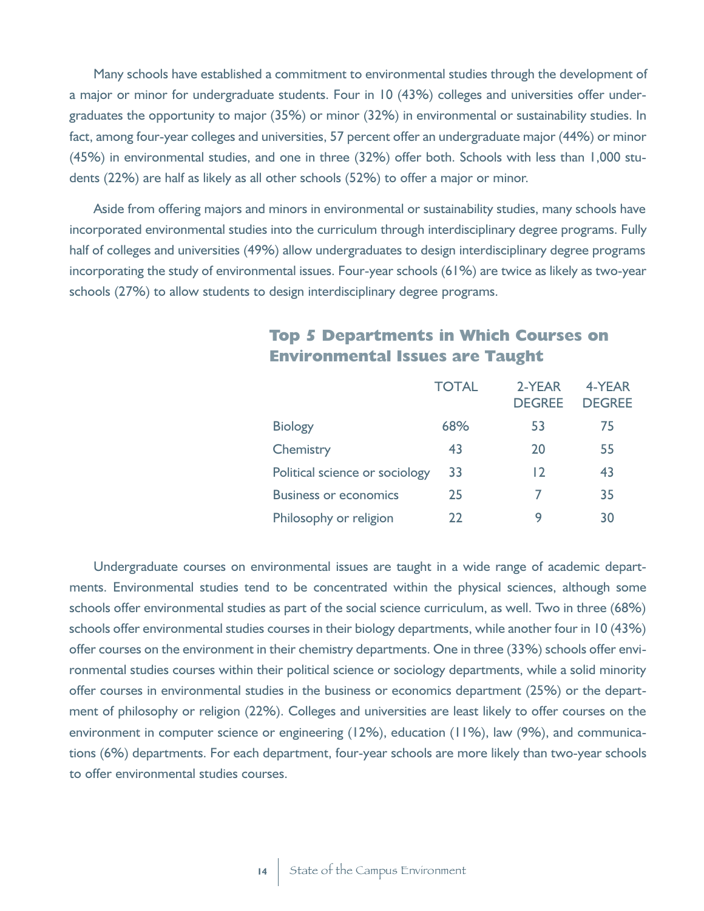Many schools have established a commitment to environmental studies through the development of a major or minor for undergraduate students. Four in 10 (43%) colleges and universities offer undergraduates the opportunity to major (35%) or minor (32%) in environmental or sustainability studies. In fact, among four-year colleges and universities, 57 percent offer an undergraduate major (44%) or minor (45%) in environmental studies, and one in three (32%) offer both. Schools with less than 1,000 students (22%) are half as likely as all other schools (52%) to offer a major or minor.

Aside from offering majors and minors in environmental or sustainability studies, many schools have incorporated environmental studies into the curriculum through interdisciplinary degree programs. Fully half of colleges and universities (49%) allow undergraduates to design interdisciplinary degree programs incorporating the study of environmental issues. Four-year schools (61%) are twice as likely as two-year schools (27%) to allow students to design interdisciplinary degree programs.

## Top 5 Departments in Which Courses on Environmental Issues are Taught

| | TOTAL | 2-YEAR DEGREE | 4-YEAR DEGREE |
|---|---|---|---|
| Biology | 68% | 53 | 75 |
| Chemistry | 43 | 20 | 55 |
| Political science or sociology | 33 | 12 | 43 |
| Business or economics | 25 | 7 | 35 |
| Philosophy or religion | 22 | 9 | 30 |

Undergraduate courses on environmental issues are taught in a wide range of academic departments. Environmental studies tend to be concentrated within the physical sciences, although some schools offer environmental studies as part of the social science curriculum, as well. Two in three (68%) schools offer environmental studies courses in their biology departments, while another four in 10 (43%) offer courses on the environment in their chemistry departments. One in three (33%) schools offer environmental studies courses within their political science or sociology departments, while a solid minority offer courses in environmental studies in the business or economics department (25%) or the department of philosophy or religion (22%). Colleges and universities are least likely to offer courses on the environment in computer science or engineering (12%), education (11%), law (9%), and communications (6%) departments. For each department, four-year schools are more likely than two-year schools to offer environmental studies courses.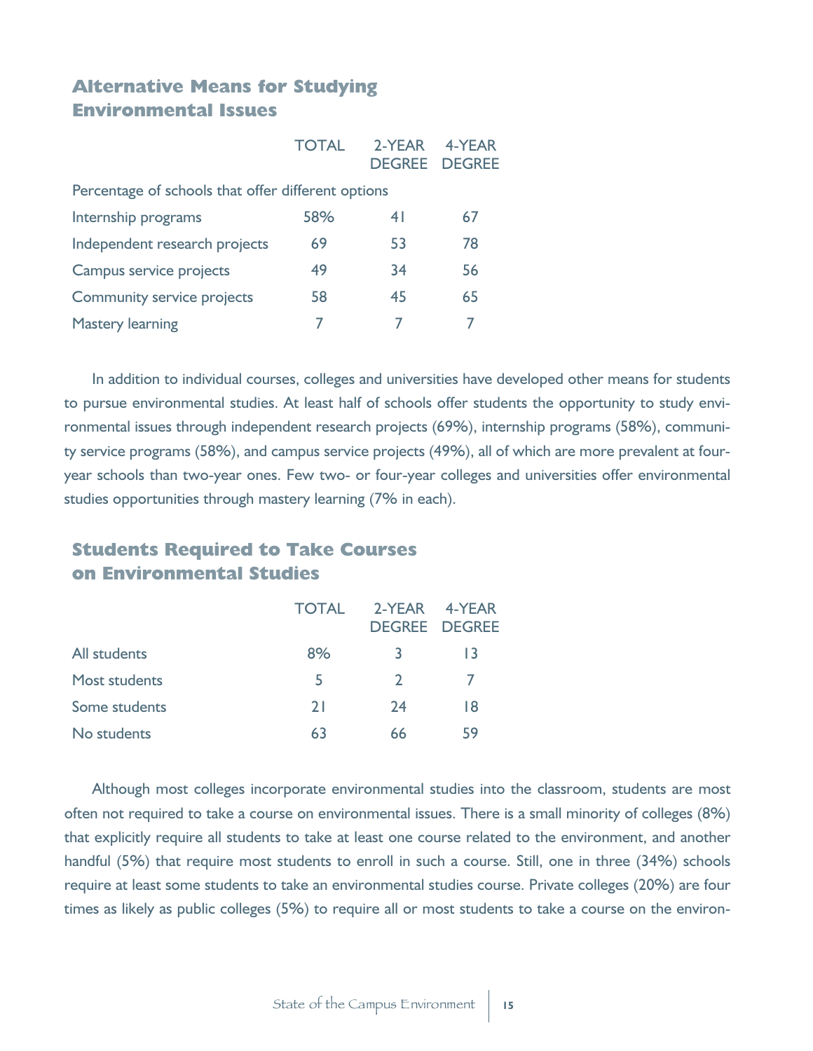## Alternative Means for Studying Environmental Issues

| | TOTAL | 2-YEAR DEGREE | 4-YEAR DEGREE |
|---|---|---|---|
| Percentage of schools that offer different options | | | |
| Internship programs | 58% | 41 | 67 |
| Independent research projects | 69 | 53 | 78 |
| Campus service projects | 49 | 34 | 56 |
| Community service projects | 58 | 45 | 65 |
| Mastery learning | 7 | 7 | 7 |

In addition to individual courses, colleges and universities have developed other means for students to pursue environmental studies. At least half of schools offer students the opportunity to study environmental issues through independent research projects (69%), internship programs (58%), community service programs (58%), and campus service projects (49%), all of which are more prevalent at four-year schools than two-year ones. Few two- or four-year colleges and universities offer environmental studies opportunities through mastery learning (7% in each).

## Students Required to Take Courses on Environmental Studies

| | TOTAL | 2-YEAR DEGREE | 4-YEAR DEGREE |
|---|---|---|---|
| All students | 8% | 3 | 13 |
| Most students | 5 | 2 | 7 |
| Some students | 21 | 24 | 18 |
| No students | 63 | 66 | 59 |

Although most colleges incorporate environmental studies into the classroom, students are most often not required to take a course on environmental issues. There is a small minority of colleges (8%) that explicitly require all students to take at least one course related to the environment, and another handful (5%) that require most students to enroll in such a course. Still, one in three (34%) schools require at least some students to take an environmental studies course. Private colleges (20%) are four times as likely as public colleges (5%) to require all or most students to take a course on the environ-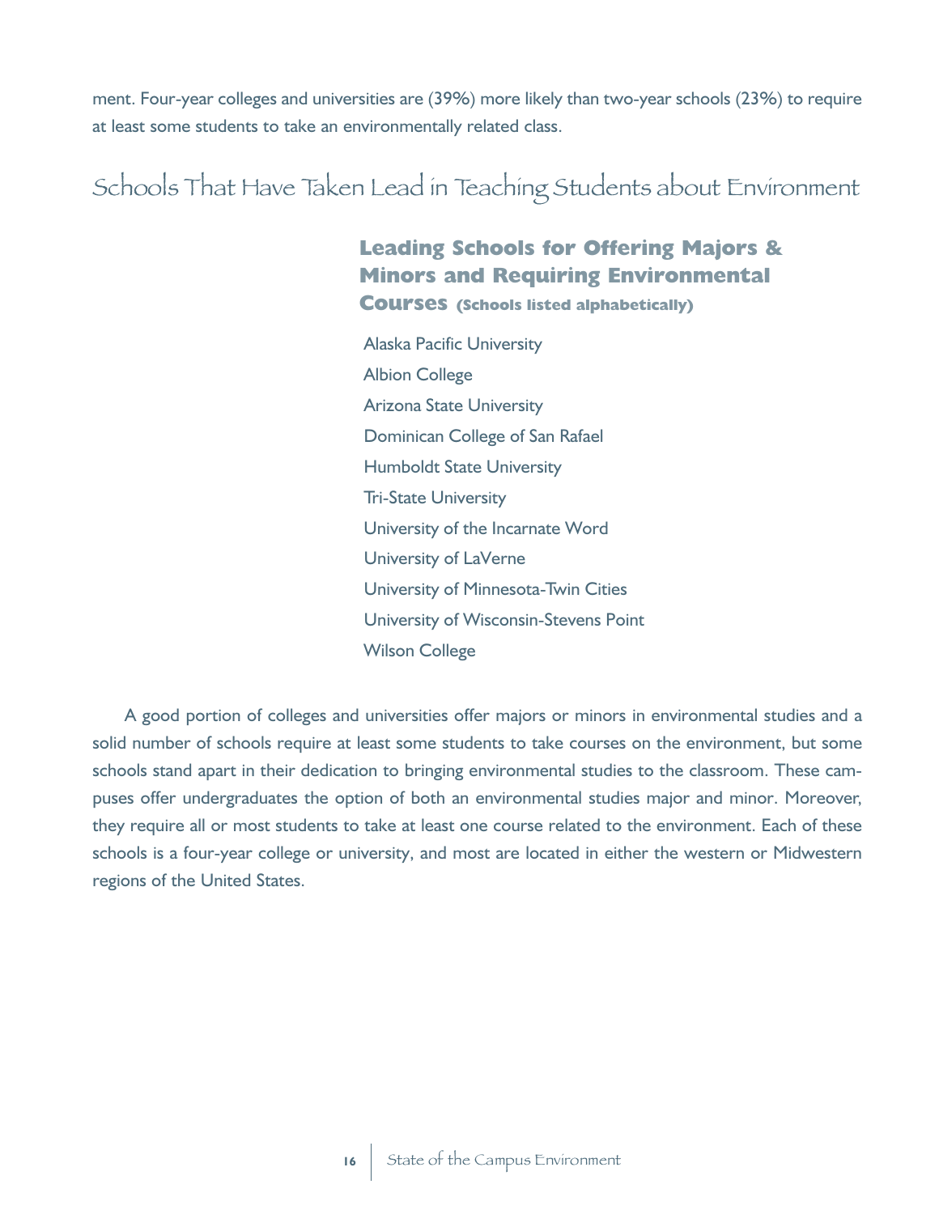ment. Four-year colleges and universities are (39%) more likely than two-year schools (23%) to require at least some students to take an environmentally related class.

## Schools That Have Taken Lead in Teaching Students about Environment

### Leading Schools for Offering Majors & Minors and Requiring Environmental Courses (Schools listed alphabetically)

- Alaska Pacific University
- Albion College
- Arizona State University
- Dominican College of San Rafael
- Humboldt State University
- Tri-State University
- University of the Incarnate Word
- University of LaVerne
- University of Minnesota-Twin Cities
- University of Wisconsin-Stevens Point
- Wilson College

A good portion of colleges and universities offer majors or minors in environmental studies and a solid number of schools require at least some students to take courses on the environment, but some schools stand apart in their dedication to bringing environmental studies to the classroom. These campuses offer undergraduates the option of both an environmental studies major and minor. Moreover, they require all or most students to take at least one course related to the environment. Each of these schools is a four-year college or university, and most are located in either the western or Midwestern regions of the United States.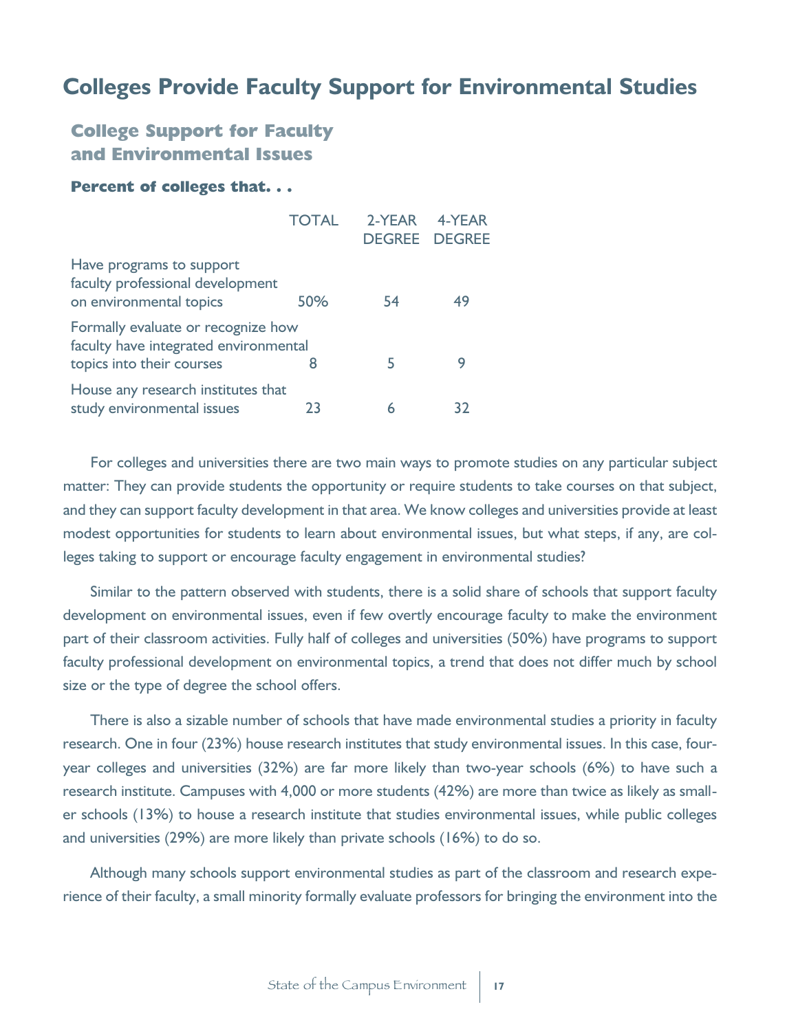# Colleges Provide Faculty Support for Environmental Studies

## College Support for Faculty and Environmental Issues

**Percent of colleges that. . .**

| | TOTAL | 2-YEAR DEGREE | 4-YEAR DEGREE |
|---|---|---|---|
| Have programs to support faculty professional development on environmental topics | 50% | 54 | 49 |
| Formally evaluate or recognize how faculty have integrated environmental topics into their courses | 8 | 5 | 9 |
| House any research institutes that study environmental issues | 23 | 6 | 32 |

For colleges and universities there are two main ways to promote studies on any particular subject matter: They can provide students the opportunity or require students to take courses on that subject, and they can support faculty development in that area. We know colleges and universities provide at least modest opportunities for students to learn about environmental issues, but what steps, if any, are colleges taking to support or encourage faculty engagement in environmental studies?

Similar to the pattern observed with students, there is a solid share of schools that support faculty development on environmental issues, even if few overtly encourage faculty to make the environment part of their classroom activities. Fully half of colleges and universities (50%) have programs to support faculty professional development on environmental topics, a trend that does not differ much by school size or the type of degree the school offers.

There is also a sizable number of schools that have made environmental studies a priority in faculty research. One in four (23%) house research institutes that study environmental issues. In this case, four-year colleges and universities (32%) are far more likely than two-year schools (6%) to have such a research institute. Campuses with 4,000 or more students (42%) are more than twice as likely as smaller schools (13%) to house a research institute that studies environmental issues, while public colleges and universities (29%) are more likely than private schools (16%) to do so.

Although many schools support environmental studies as part of the classroom and research experience of their faculty, a small minority formally evaluate professors for bringing the environment into the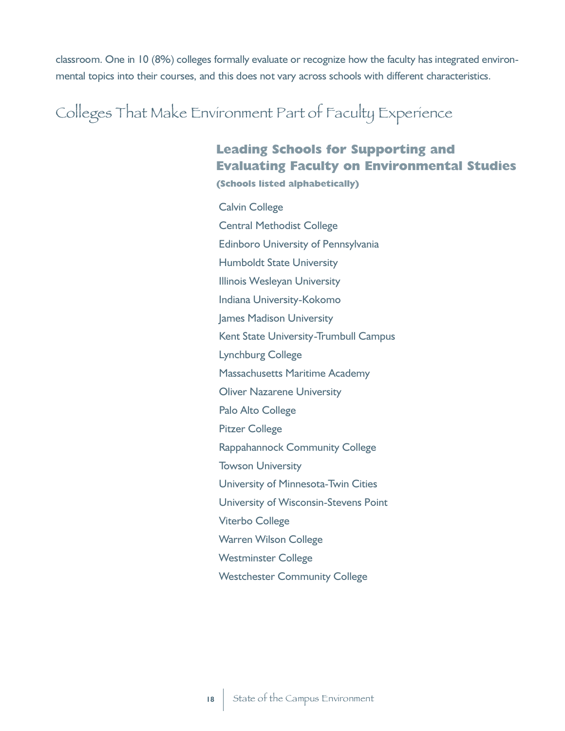classroom. One in 10 (8%) colleges formally evaluate or recognize how the faculty has integrated environmental topics into their courses, and this does not vary across schools with different characteristics.

## Colleges That Make Environment Part of Faculty Experience

### Leading Schools for Supporting and Evaluating Faculty on Environmental Studies

**(Schools listed alphabetically)**

- Calvin College
- Central Methodist College
- Edinboro University of Pennsylvania
- Humboldt State University
- Illinois Wesleyan University
- Indiana University-Kokomo
- James Madison University
- Kent State University-Trumbull Campus
- Lynchburg College
- Massachusetts Maritime Academy
- Oliver Nazarene University
- Palo Alto College
- Pitzer College
- Rappahannock Community College
- Towson University
- University of Minnesota-Twin Cities
- University of Wisconsin-Stevens Point
- Viterbo College
- Warren Wilson College
- Westminster College
- Westchester Community College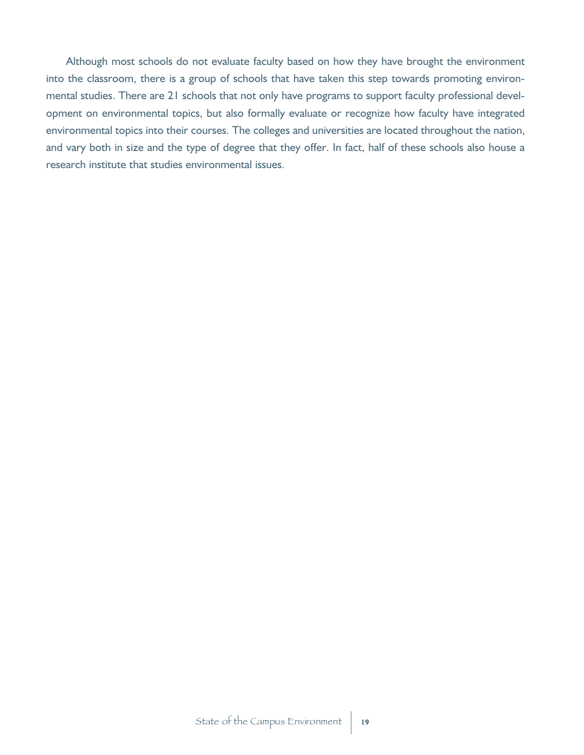Although most schools do not evaluate faculty based on how they have brought the environment into the classroom, there is a group of schools that have taken this step towards promoting environmental studies. There are 21 schools that not only have programs to support faculty professional development on environmental topics, but also formally evaluate or recognize how faculty have integrated environmental topics into their courses. The colleges and universities are located throughout the nation, and vary both in size and the type of degree that they offer. In fact, half of these schools also house a research institute that studies environmental issues.